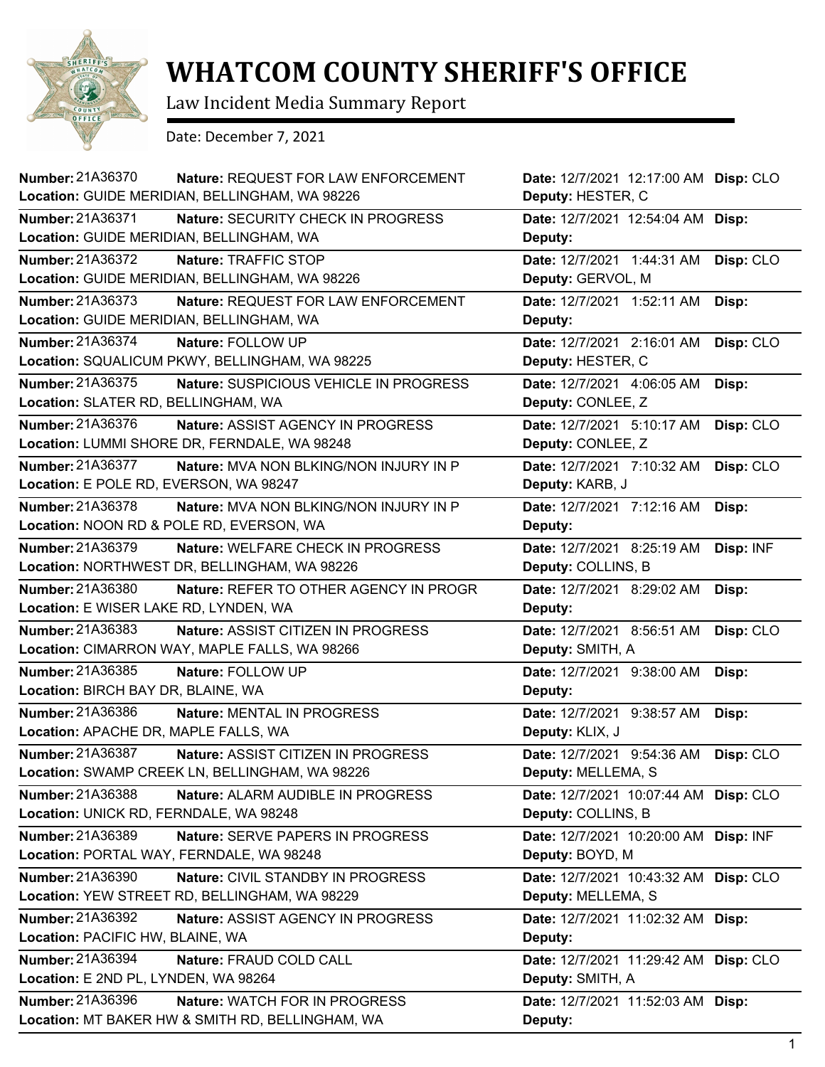# WHATCOM COUNTY SHERIFF'S OFFICE

Law Incident Media Summary Report

Date: December 7, 2021

| Number | Nature | Location | Date | Deputy | Disp |
|---|---|---|---|---|---|
| 21A36370 | REQUEST FOR LAW ENFORCEMENT | GUIDE MERIDIAN, BELLINGHAM, WA 98226 | 12/7/2021 12:17:00 AM | HESTER, C | CLO |
| 21A36371 | SECURITY CHECK IN PROGRESS | GUIDE MERIDIAN, BELLINGHAM, WA | 12/7/2021 12:54:04 AM | | |
| 21A36372 | TRAFFIC STOP | GUIDE MERIDIAN, BELLINGHAM, WA 98226 | 12/7/2021 1:44:31 AM | GERVOL, M | CLO |
| 21A36373 | REQUEST FOR LAW ENFORCEMENT | GUIDE MERIDIAN, BELLINGHAM, WA | 12/7/2021 1:52:11 AM | | |
| 21A36374 | FOLLOW UP | SQUALICUM PKWY, BELLINGHAM, WA 98225 | 12/7/2021 2:16:01 AM | HESTER, C | CLO |
| 21A36375 | SUSPICIOUS VEHICLE IN PROGRESS | SLATER RD, BELLINGHAM, WA | 12/7/2021 4:06:05 AM | CONLEE, Z | |
| 21A36376 | ASSIST AGENCY IN PROGRESS | LUMMI SHORE DR, FERNDALE, WA 98248 | 12/7/2021 5:10:17 AM | CONLEE, Z | CLO |
| 21A36377 | MVA NON BLKING/NON INJURY IN P | E POLE RD, EVERSON, WA 98247 | 12/7/2021 7:10:32 AM | KARB, J | CLO |
| 21A36378 | MVA NON BLKING/NON INJURY IN P | NOON RD & POLE RD, EVERSON, WA | 12/7/2021 7:12:16 AM | | |
| 21A36379 | WELFARE CHECK IN PROGRESS | NORTHWEST DR, BELLINGHAM, WA 98226 | 12/7/2021 8:25:19 AM | COLLINS, B | INF |
| 21A36380 | REFER TO OTHER AGENCY IN PROGR | E WISER LAKE RD, LYNDEN, WA | 12/7/2021 8:29:02 AM | | |
| 21A36383 | ASSIST CITIZEN IN PROGRESS | CIMARRON WAY, MAPLE FALLS, WA 98266 | 12/7/2021 8:56:51 AM | SMITH, A | CLO |
| 21A36385 | FOLLOW UP | BIRCH BAY DR, BLAINE, WA | 12/7/2021 9:38:00 AM | | |
| 21A36386 | MENTAL IN PROGRESS | APACHE DR, MAPLE FALLS, WA | 12/7/2021 9:38:57 AM | KLIX, J | |
| 21A36387 | ASSIST CITIZEN IN PROGRESS | SWAMP CREEK LN, BELLINGHAM, WA 98226 | 12/7/2021 9:54:36 AM | MELLEMA, S | CLO |
| 21A36388 | ALARM AUDIBLE IN PROGRESS | UNICK RD, FERNDALE, WA 98248 | 12/7/2021 10:07:44 AM | COLLINS, B | CLO |
| 21A36389 | SERVE PAPERS IN PROGRESS | PORTAL WAY, FERNDALE, WA 98248 | 12/7/2021 10:20:00 AM | BOYD, M | INF |
| 21A36390 | CIVIL STANDBY IN PROGRESS | YEW STREET RD, BELLINGHAM, WA 98229 | 12/7/2021 10:43:32 AM | MELLEMA, S | CLO |
| 21A36392 | ASSIST AGENCY IN PROGRESS | PACIFIC HW, BLAINE, WA | 12/7/2021 11:02:32 AM | | |
| 21A36394 | FRAUD COLD CALL | E 2ND PL, LYNDEN, WA 98264 | 12/7/2021 11:29:42 AM | SMITH, A | CLO |
| 21A36396 | WATCH FOR IN PROGRESS | MT BAKER HW & SMITH RD, BELLINGHAM, WA | 12/7/2021 11:52:03 AM | | |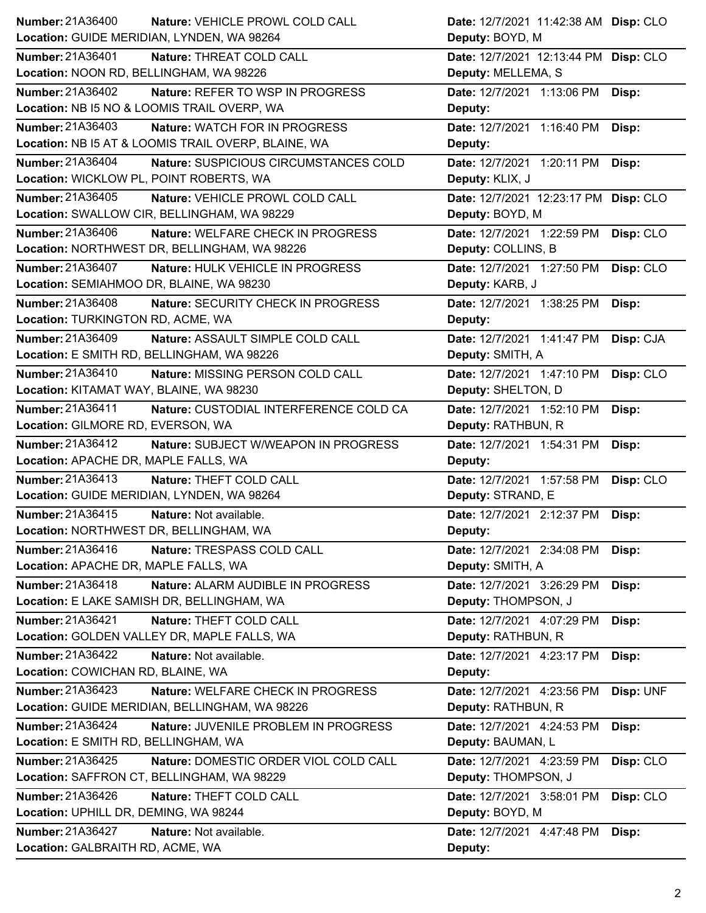**Number:** 21A36400 **Nature:** VEHICLE PROWL COLD CALL **Date:** 12/7/2021 11:42:38 AM **Disp:** CLO
**Location:** GUIDE MERIDIAN, LYNDEN, WA 98264 **Deputy:** BOYD, M

**Number:** 21A36401 **Nature:** THREAT COLD CALL **Date:** 12/7/2021 12:13:44 PM **Disp:** CLO
**Location:** NOON RD, BELLINGHAM, WA 98226 **Deputy:** MELLEMA, S

**Number:** 21A36402 **Nature:** REFER TO WSP IN PROGRESS **Date:** 12/7/2021 1:13:06 PM **Disp:**
**Location:** NB I5 NO & LOOMIS TRAIL OVERP, WA **Deputy:**

**Number:** 21A36403 **Nature:** WATCH FOR IN PROGRESS **Date:** 12/7/2021 1:16:40 PM **Disp:**
**Location:** NB I5 AT & LOOMIS TRAIL OVERP, BLAINE, WA **Deputy:**

**Number:** 21A36404 **Nature:** SUSPICIOUS CIRCUMSTANCES COLD **Date:** 12/7/2021 1:20:11 PM **Disp:**
**Location:** WICKLOW PL, POINT ROBERTS, WA **Deputy:** KLIX, J

**Number:** 21A36405 **Nature:** VEHICLE PROWL COLD CALL **Date:** 12/7/2021 12:23:17 PM **Disp:** CLO
**Location:** SWALLOW CIR, BELLINGHAM, WA 98229 **Deputy:** BOYD, M

**Number:** 21A36406 **Nature:** WELFARE CHECK IN PROGRESS **Date:** 12/7/2021 1:22:59 PM **Disp:** CLO
**Location:** NORTHWEST DR, BELLINGHAM, WA 98226 **Deputy:** COLLINS, B

**Number:** 21A36407 **Nature:** HULK VEHICLE IN PROGRESS **Date:** 12/7/2021 1:27:50 PM **Disp:** CLO
**Location:** SEMIAHMOO DR, BLAINE, WA 98230 **Deputy:** KARB, J

**Number:** 21A36408 **Nature:** SECURITY CHECK IN PROGRESS **Date:** 12/7/2021 1:38:25 PM **Disp:**
**Location:** TURKINGTON RD, ACME, WA **Deputy:**

**Number:** 21A36409 **Nature:** ASSAULT SIMPLE COLD CALL **Date:** 12/7/2021 1:41:47 PM **Disp:** CJA
**Location:** E SMITH RD, BELLINGHAM, WA 98226 **Deputy:** SMITH, A

**Number:** 21A36410 **Nature:** MISSING PERSON COLD CALL **Date:** 12/7/2021 1:47:10 PM **Disp:** CLO
**Location:** KITAMAT WAY, BLAINE, WA 98230 **Deputy:** SHELTON, D

**Number:** 21A36411 **Nature:** CUSTODIAL INTERFERENCE COLD CA **Date:** 12/7/2021 1:52:10 PM **Disp:**
**Location:** GILMORE RD, EVERSON, WA **Deputy:** RATHBUN, R

**Number:** 21A36412 **Nature:** SUBJECT W/WEAPON IN PROGRESS **Date:** 12/7/2021 1:54:31 PM **Disp:**
**Location:** APACHE DR, MAPLE FALLS, WA **Deputy:**

**Number:** 21A36413 **Nature:** THEFT COLD CALL **Date:** 12/7/2021 1:57:58 PM **Disp:** CLO
**Location:** GUIDE MERIDIAN, LYNDEN, WA 98264 **Deputy:** STRAND, E

**Number:** 21A36415 **Nature:** Not available. **Date:** 12/7/2021 2:12:37 PM **Disp:**
**Location:** NORTHWEST DR, BELLINGHAM, WA **Deputy:**

**Number:** 21A36416 **Nature:** TRESPASS COLD CALL **Date:** 12/7/2021 2:34:08 PM **Disp:**
**Location:** APACHE DR, MAPLE FALLS, WA **Deputy:** SMITH, A

**Number:** 21A36418 **Nature:** ALARM AUDIBLE IN PROGRESS **Date:** 12/7/2021 3:26:29 PM **Disp:**
**Location:** E LAKE SAMISH DR, BELLINGHAM, WA **Deputy:** THOMPSON, J

**Number:** 21A36421 **Nature:** THEFT COLD CALL **Date:** 12/7/2021 4:07:29 PM **Disp:**
**Location:** GOLDEN VALLEY DR, MAPLE FALLS, WA **Deputy:** RATHBUN, R

**Number:** 21A36422 **Nature:** Not available. **Date:** 12/7/2021 4:23:17 PM **Disp:**
**Location:** COWICHAN RD, BLAINE, WA **Deputy:**

**Number:** 21A36423 **Nature:** WELFARE CHECK IN PROGRESS **Date:** 12/7/2021 4:23:56 PM **Disp:** UNF
**Location:** GUIDE MERIDIAN, BELLINGHAM, WA 98226 **Deputy:** RATHBUN, R

**Number:** 21A36424 **Nature:** JUVENILE PROBLEM IN PROGRESS **Date:** 12/7/2021 4:24:53 PM **Disp:**
**Location:** E SMITH RD, BELLINGHAM, WA **Deputy:** BAUMAN, L

**Number:** 21A36425 **Nature:** DOMESTIC ORDER VIOL COLD CALL **Date:** 12/7/2021 4:23:59 PM **Disp:** CLO
**Location:** SAFFRON CT, BELLINGHAM, WA 98229 **Deputy:** THOMPSON, J

**Number:** 21A36426 **Nature:** THEFT COLD CALL **Date:** 12/7/2021 3:58:01 PM **Disp:** CLO
**Location:** UPHILL DR, DEMING, WA 98244 **Deputy:** BOYD, M

**Number:** 21A36427 **Nature:** Not available. **Date:** 12/7/2021 4:47:48 PM **Disp:**
**Location:** GALBRAITH RD, ACME, WA **Deputy:**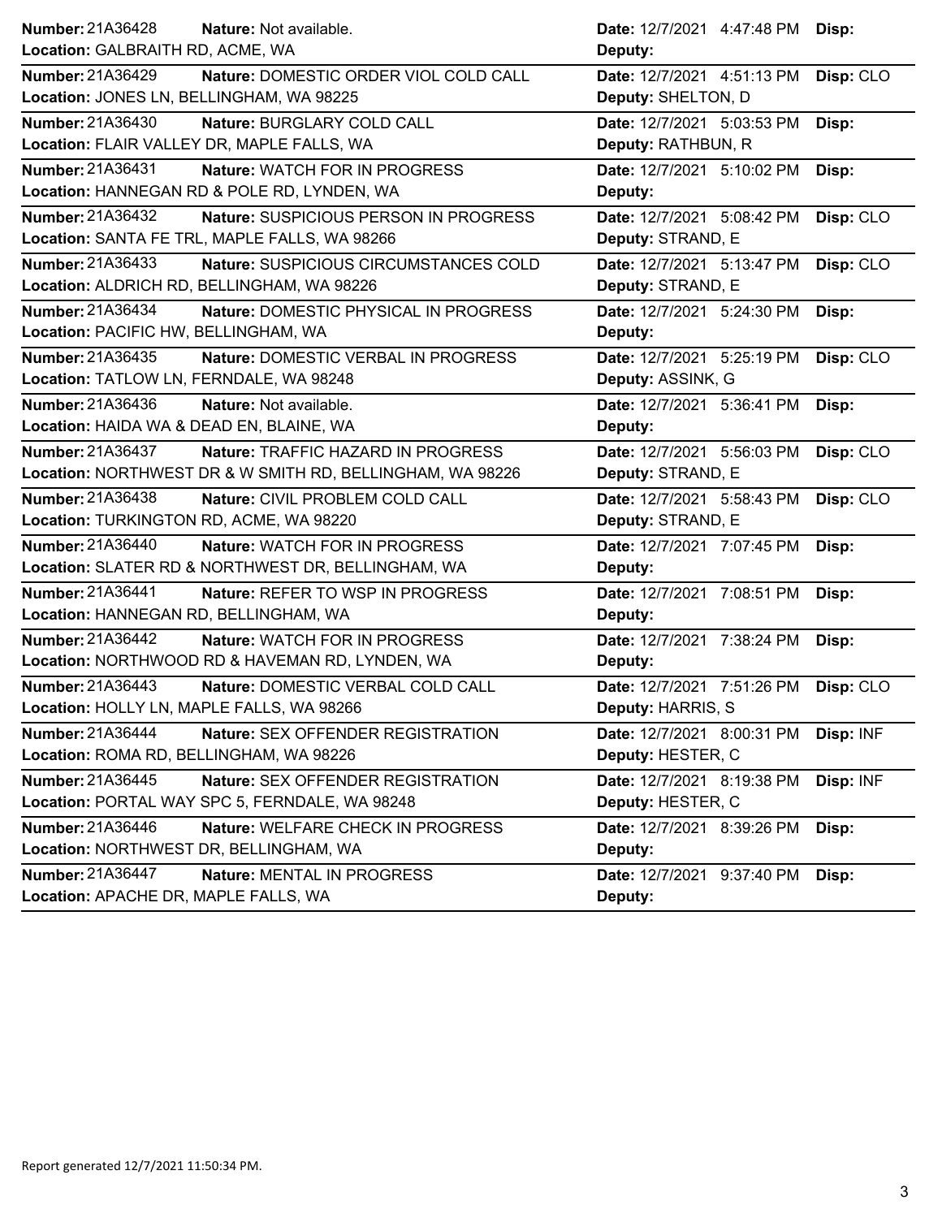**Number:** 21A36428 **Nature:** Not available. **Date:** 12/7/2021 4:47:48 PM **Disp:**
**Location:** GALBRAITH RD, ACME, WA **Deputy:**

**Number:** 21A36429 **Nature:** DOMESTIC ORDER VIOL COLD CALL **Date:** 12/7/2021 4:51:13 PM **Disp:** CLO
**Location:** JONES LN, BELLINGHAM, WA 98225 **Deputy:** SHELTON, D

**Number:** 21A36430 **Nature:** BURGLARY COLD CALL **Date:** 12/7/2021 5:03:53 PM **Disp:**
**Location:** FLAIR VALLEY DR, MAPLE FALLS, WA **Deputy:** RATHBUN, R

**Number:** 21A36431 **Nature:** WATCH FOR IN PROGRESS **Date:** 12/7/2021 5:10:02 PM **Disp:**
**Location:** HANNEGAN RD & POLE RD, LYNDEN, WA **Deputy:**

**Number:** 21A36432 **Nature:** SUSPICIOUS PERSON IN PROGRESS **Date:** 12/7/2021 5:08:42 PM **Disp:** CLO
**Location:** SANTA FE TRL, MAPLE FALLS, WA 98266 **Deputy:** STRAND, E

**Number:** 21A36433 **Nature:** SUSPICIOUS CIRCUMSTANCES COLD **Date:** 12/7/2021 5:13:47 PM **Disp:** CLO
**Location:** ALDRICH RD, BELLINGHAM, WA 98226 **Deputy:** STRAND, E

**Number:** 21A36434 **Nature:** DOMESTIC PHYSICAL IN PROGRESS **Date:** 12/7/2021 5:24:30 PM **Disp:**
**Location:** PACIFIC HW, BELLINGHAM, WA **Deputy:**

**Number:** 21A36435 **Nature:** DOMESTIC VERBAL IN PROGRESS **Date:** 12/7/2021 5:25:19 PM **Disp:** CLO
**Location:** TATLOW LN, FERNDALE, WA 98248 **Deputy:** ASSINK, G

**Number:** 21A36436 **Nature:** Not available. **Date:** 12/7/2021 5:36:41 PM **Disp:**
**Location:** HAIDA WA & DEAD EN, BLAINE, WA **Deputy:**

**Number:** 21A36437 **Nature:** TRAFFIC HAZARD IN PROGRESS **Date:** 12/7/2021 5:56:03 PM **Disp:** CLO
**Location:** NORTHWEST DR & W SMITH RD, BELLINGHAM, WA 98226 **Deputy:** STRAND, E

**Number:** 21A36438 **Nature:** CIVIL PROBLEM COLD CALL **Date:** 12/7/2021 5:58:43 PM **Disp:** CLO
**Location:** TURKINGTON RD, ACME, WA 98220 **Deputy:** STRAND, E

**Number:** 21A36440 **Nature:** WATCH FOR IN PROGRESS **Date:** 12/7/2021 7:07:45 PM **Disp:**
**Location:** SLATER RD & NORTHWEST DR, BELLINGHAM, WA **Deputy:**

**Number:** 21A36441 **Nature:** REFER TO WSP IN PROGRESS **Date:** 12/7/2021 7:08:51 PM **Disp:**
**Location:** HANNEGAN RD, BELLINGHAM, WA **Deputy:**

**Number:** 21A36442 **Nature:** WATCH FOR IN PROGRESS **Date:** 12/7/2021 7:38:24 PM **Disp:**
**Location:** NORTHWOOD RD & HAVEMAN RD, LYNDEN, WA **Deputy:**

**Number:** 21A36443 **Nature:** DOMESTIC VERBAL COLD CALL **Date:** 12/7/2021 7:51:26 PM **Disp:** CLO
**Location:** HOLLY LN, MAPLE FALLS, WA 98266 **Deputy:** HARRIS, S

**Number:** 21A36444 **Nature:** SEX OFFENDER REGISTRATION **Date:** 12/7/2021 8:00:31 PM **Disp:** INF
**Location:** ROMA RD, BELLINGHAM, WA 98226 **Deputy:** HESTER, C

**Number:** 21A36445 **Nature:** SEX OFFENDER REGISTRATION **Date:** 12/7/2021 8:19:38 PM **Disp:** INF
**Location:** PORTAL WAY SPC 5, FERNDALE, WA 98248 **Deputy:** HESTER, C

**Number:** 21A36446 **Nature:** WELFARE CHECK IN PROGRESS **Date:** 12/7/2021 8:39:26 PM **Disp:**
**Location:** NORTHWEST DR, BELLINGHAM, WA **Deputy:**

**Number:** 21A36447 **Nature:** MENTAL IN PROGRESS **Date:** 12/7/2021 9:37:40 PM **Disp:**
**Location:** APACHE DR, MAPLE FALLS, WA **Deputy:**

Report generated 12/7/2021 11:50:34 PM.